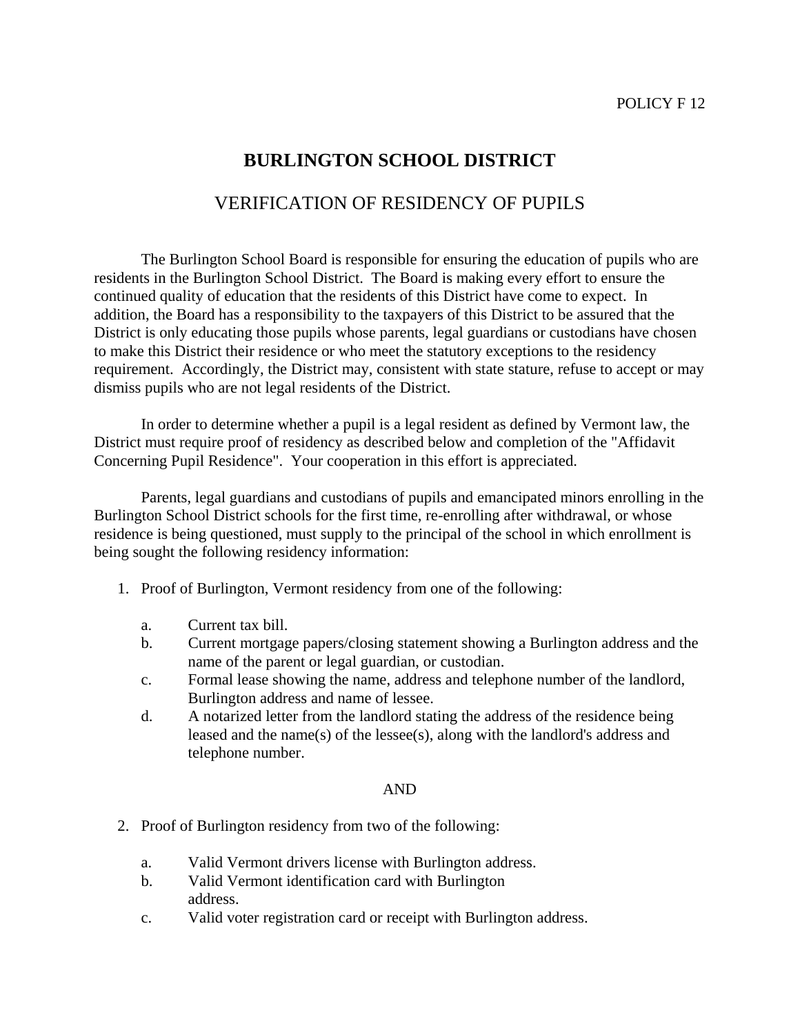POLICY F 12

# BURLINGTON SCHOOL DISTRICT

## VERIFICATION OF RESIDENCY OF PUPILS

The Burlington School Board is responsible for ensuring the education of pupils who are residents in the Burlington School District. The Board is making every effort to ensure the continued quality of education that the residents of this District have come to expect. In addition, the Board has a responsibility to the taxpayers of this District to be assured that the District is only educating those pupils whose parents, legal guardians or custodians have chosen to make this District their residence or who meet the statutory exceptions to the residency requirement. Accordingly, the District may, consistent with state stature, refuse to accept or may dismiss pupils who are not legal residents of the District.

In order to determine whether a pupil is a legal resident as defined by Vermont law, the District must require proof of residency as described below and completion of the "Affidavit Concerning Pupil Residence". Your cooperation in this effort is appreciated.

Parents, legal guardians and custodians of pupils and emancipated minors enrolling in the Burlington School District schools for the first time, re-enrolling after withdrawal, or whose residence is being questioned, must supply to the principal of the school in which enrollment is being sought the following residency information:

1. Proof of Burlington, Vermont residency from one of the following:

   a. Current tax bill.
   b. Current mortgage papers/closing statement showing a Burlington address and the name of the parent or legal guardian, or custodian.
   c. Formal lease showing the name, address and telephone number of the landlord, Burlington address and name of lessee.
   d. A notarized letter from the landlord stating the address of the residence being leased and the name(s) of the lessee(s), along with the landlord's address and telephone number.

AND

2. Proof of Burlington residency from two of the following:

   a. Valid Vermont drivers license with Burlington address.
   b. Valid Vermont identification card with Burlington address.
   c. Valid voter registration card or receipt with Burlington address.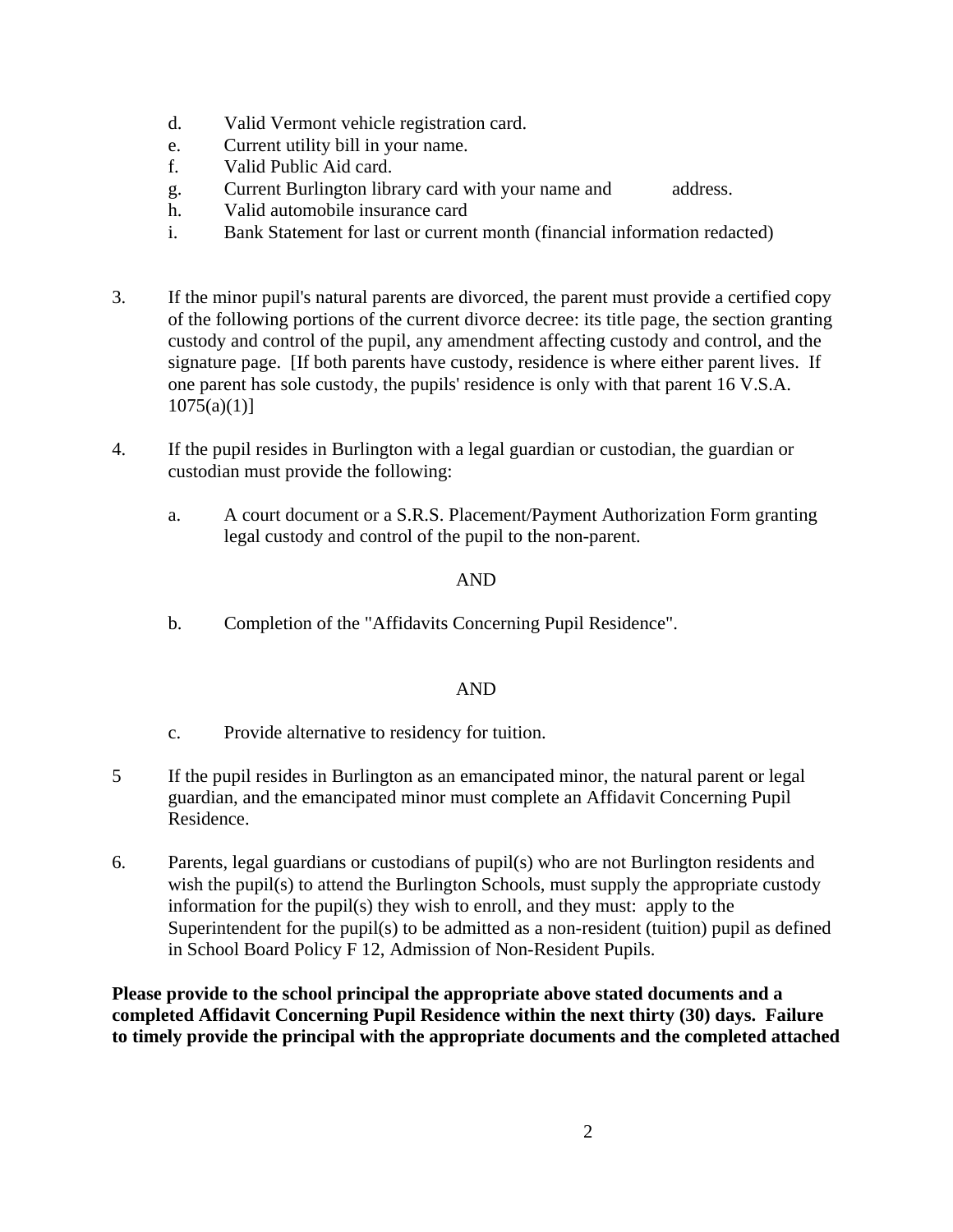d. Valid Vermont vehicle registration card.
e. Current utility bill in your name.
f. Valid Public Aid card.
g. Current Burlington library card with your name and address.
h. Valid automobile insurance card
i. Bank Statement for last or current month (financial information redacted)

3. If the minor pupil's natural parents are divorced, the parent must provide a certified copy of the following portions of the current divorce decree: its title page, the section granting custody and control of the pupil, any amendment affecting custody and control, and the signature page. [If both parents have custody, residence is where either parent lives. If one parent has sole custody, the pupils' residence is only with that parent 16 V.S.A. 1075(a)(1)]

4. If the pupil resides in Burlington with a legal guardian or custodian, the guardian or custodian must provide the following:

   a. A court document or a S.R.S. Placement/Payment Authorization Form granting legal custody and control of the pupil to the non-parent.

   AND

   b. Completion of the "Affidavits Concerning Pupil Residence".

   AND

   c. Provide alternative to residency for tuition.

5 If the pupil resides in Burlington as an emancipated minor, the natural parent or legal guardian, and the emancipated minor must complete an Affidavit Concerning Pupil Residence.

6. Parents, legal guardians or custodians of pupil(s) who are not Burlington residents and wish the pupil(s) to attend the Burlington Schools, must supply the appropriate custody information for the pupil(s) they wish to enroll, and they must: apply to the Superintendent for the pupil(s) to be admitted as a non-resident (tuition) pupil as defined in School Board Policy F 12, Admission of Non-Resident Pupils.

**Please provide to the school principal the appropriate above stated documents and a completed Affidavit Concerning Pupil Residence within the next thirty (30) days. Failure to timely provide the principal with the appropriate documents and the completed attached**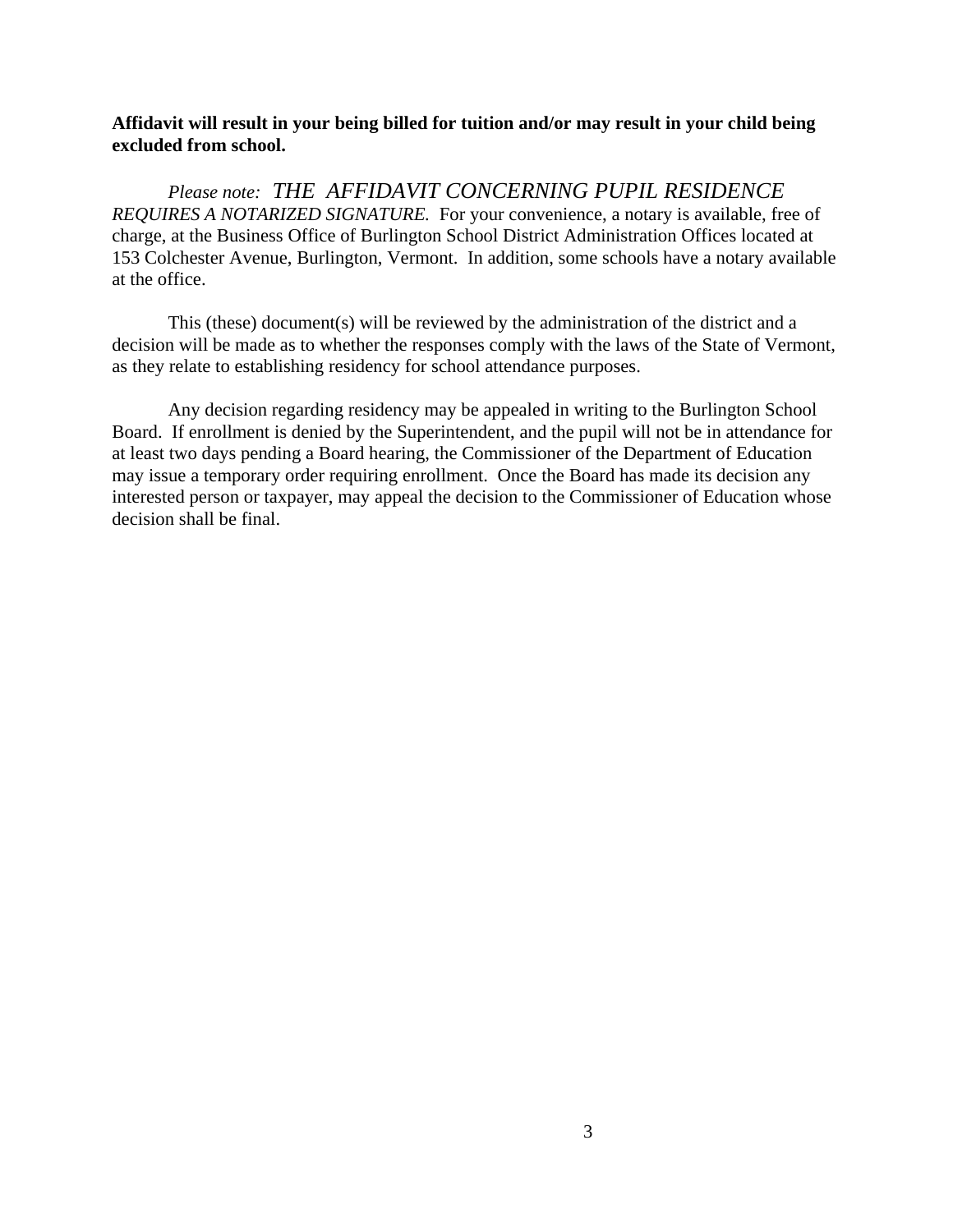**Affidavit will result in your being billed for tuition and/or may result in your child being excluded from school.**

*Please note: THE AFFIDAVIT CONCERNING PUPIL RESIDENCE REQUIRES A NOTARIZED SIGNATURE.* For your convenience, a notary is available, free of charge, at the Business Office of Burlington School District Administration Offices located at 153 Colchester Avenue, Burlington, Vermont. In addition, some schools have a notary available at the office.

This (these) document(s) will be reviewed by the administration of the district and a decision will be made as to whether the responses comply with the laws of the State of Vermont, as they relate to establishing residency for school attendance purposes.

Any decision regarding residency may be appealed in writing to the Burlington School Board. If enrollment is denied by the Superintendent, and the pupil will not be in attendance for at least two days pending a Board hearing, the Commissioner of the Department of Education may issue a temporary order requiring enrollment. Once the Board has made its decision any interested person or taxpayer, may appeal the decision to the Commissioner of Education whose decision shall be final.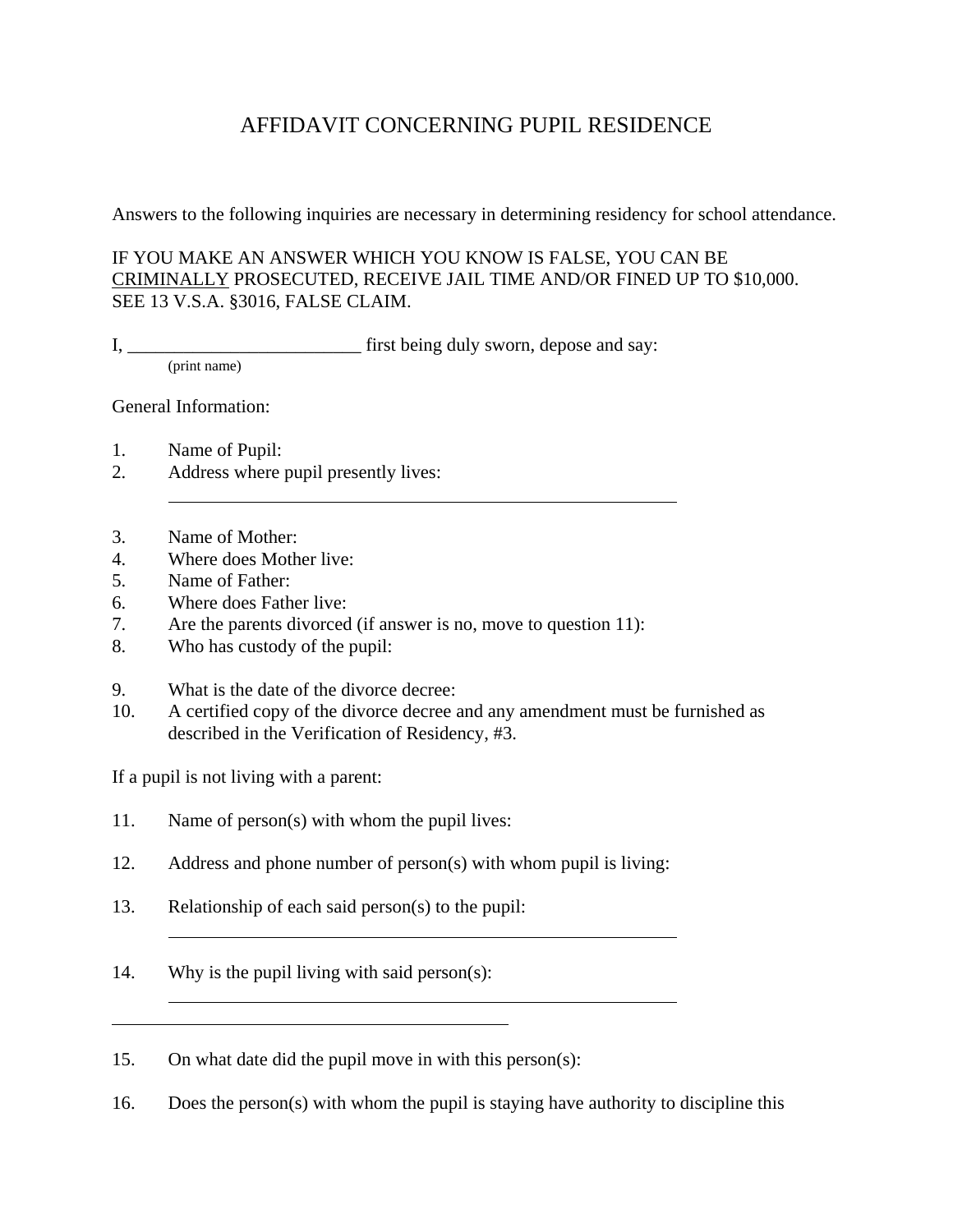# AFFIDAVIT CONCERNING PUPIL RESIDENCE

Answers to the following inquiries are necessary in determining residency for school attendance.

IF YOU MAKE AN ANSWER WHICH YOU KNOW IS FALSE, YOU CAN BE <u>CRIMINALLY</u> PROSECUTED, RECEIVE JAIL TIME AND/OR FINED UP TO $10,000. SEE 13 V.S.A. §3016, FALSE CLAIM.

I, _________________________ first being duly sworn, depose and say:
(print name)

General Information:

1. Name of Pupil:
2. Address where pupil presently lives:
   ___________________________________________________________

3. Name of Mother:
4. Where does Mother live:
5. Name of Father:
6. Where does Father live:
7. Are the parents divorced (if answer is no, move to question 11):
8. Who has custody of the pupil:

9. What is the date of the divorce decree:
10. A certified copy of the divorce decree and any amendment must be furnished as described in the Verification of Residency, #3.

If a pupil is not living with a parent:

11. Name of person(s) with whom the pupil lives:

12. Address and phone number of person(s) with whom pupil is living:

13. Relationship of each said person(s) to the pupil:
    ___________________________________________________________

14. Why is the pupil living with said person(s):
    ___________________________________________________________

_____________________________________________

15. On what date did the pupil move in with this person(s):

16. Does the person(s) with whom the pupil is staying have authority to discipline this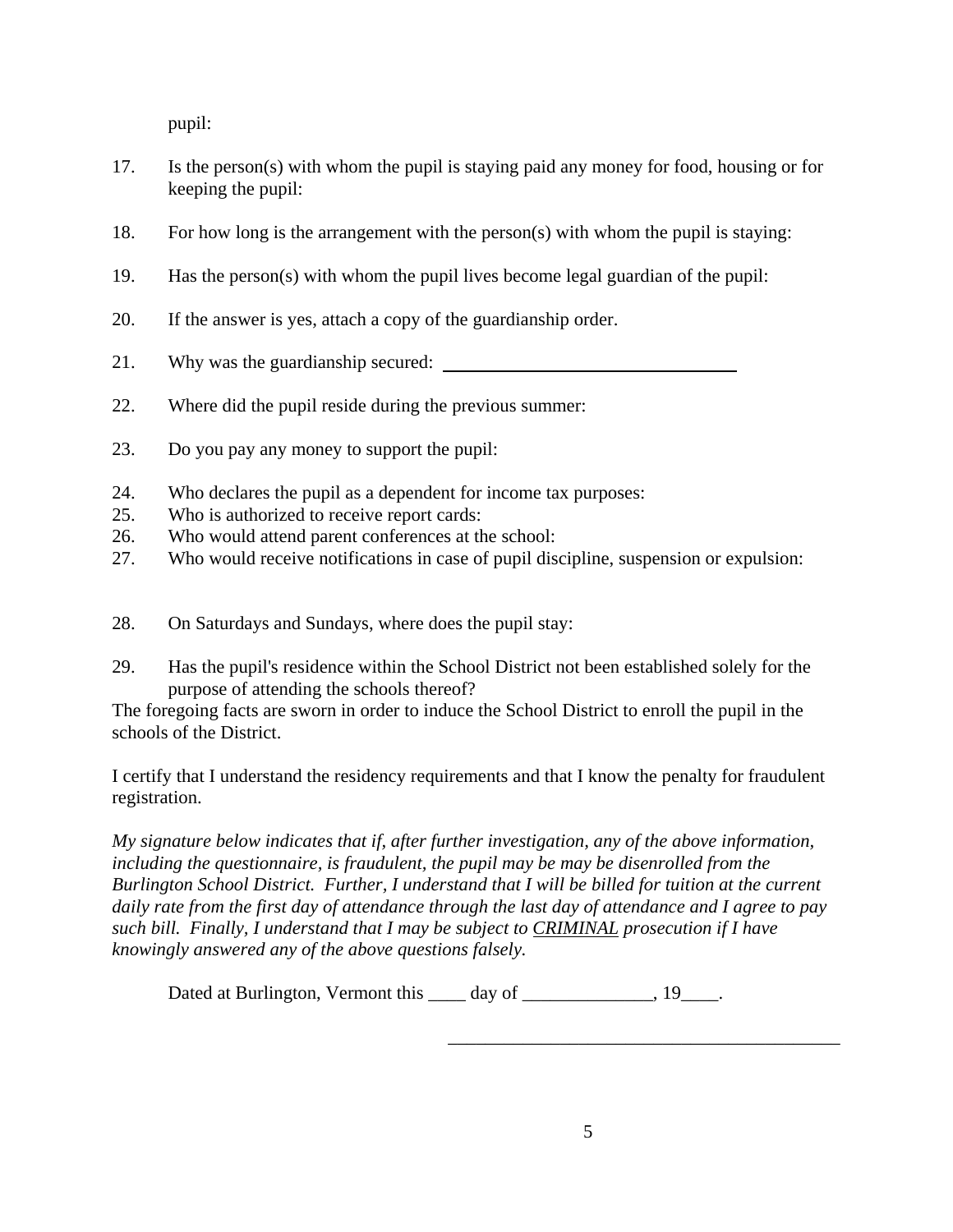pupil:

17. Is the person(s) with whom the pupil is staying paid any money for food, housing or for keeping the pupil:

18. For how long is the arrangement with the person(s) with whom the pupil is staying:

19. Has the person(s) with whom the pupil lives become legal guardian of the pupil:

20. If the answer is yes, attach a copy of the guardianship order.

21. Why was the guardianship secured: ________________________________

22. Where did the pupil reside during the previous summer:

23. Do you pay any money to support the pupil:

24. Who declares the pupil as a dependent for income tax purposes:
25. Who is authorized to receive report cards:
26. Who would attend parent conferences at the school:
27. Who would receive notifications in case of pupil discipline, suspension or expulsion:

28. On Saturdays and Sundays, where does the pupil stay:

29. Has the pupil's residence within the School District not been established solely for the purpose of attending the schools thereof?

The foregoing facts are sworn in order to induce the School District to enroll the pupil in the schools of the District.

I certify that I understand the residency requirements and that I know the penalty for fraudulent registration.

*My signature below indicates that if, after further investigation, any of the above information, including the questionnaire, is fraudulent, the pupil may be may be disenrolled from the Burlington School District. Further, I understand that I will be billed for tuition at the current daily rate from the first day of attendance through the last day of attendance and I agree to pay such bill. Finally, I understand that I may be subject to <u>CRIMINAL</u> prosecution if I have knowingly answered any of the above questions falsely.*

Dated at Burlington, Vermont this ____ day of ______________, 19____.

\_\_\_\_\_\_\_\_\_\_\_\_\_\_\_\_\_\_\_\_\_\_\_\_\_\_\_\_\_\_\_\_\_\_\_\_\_\_\_\_\_\_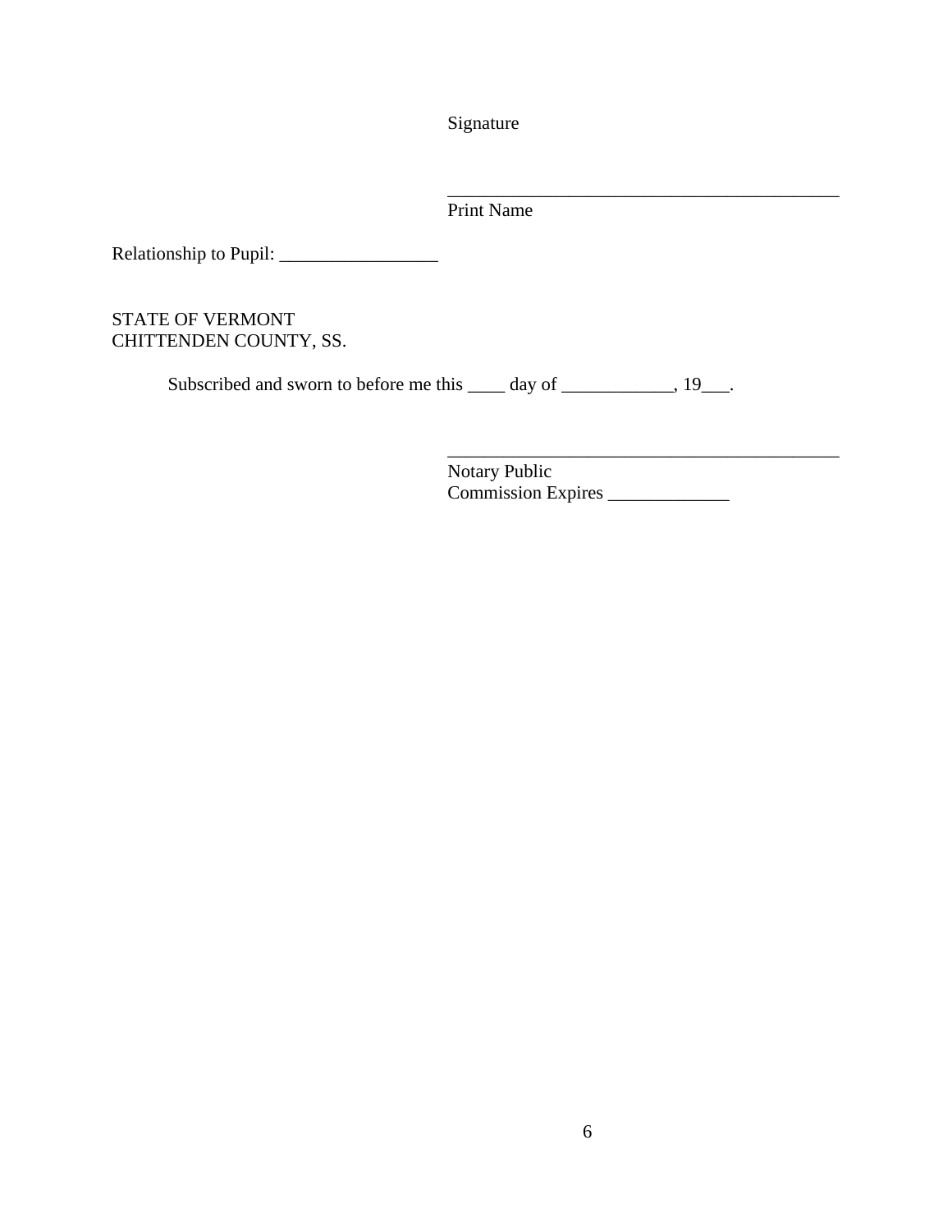Signature

\_\_\_\_\_\_\_\_\_\_\_\_\_\_\_\_\_\_\_\_\_\_\_\_\_\_\_\_\_\_\_\_\_\_\_\_\_\_\_\_\_\_\_\_

Print Name

Relationship to Pupil: \_\_\_\_\_\_\_\_\_\_\_\_\_\_\_\_\_

STATE OF VERMONT
CHITTENDEN COUNTY, SS.

Subscribed and sworn to before me this \_\_\_\_ day of \_\_\_\_\_\_\_\_\_\_\_\_, 19\_\_\_.

\_\_\_\_\_\_\_\_\_\_\_\_\_\_\_\_\_\_\_\_\_\_\_\_\_\_\_\_\_\_\_\_\_\_\_\_\_\_\_\_\_\_\_\_

Notary Public
Commission Expires \_\_\_\_\_\_\_\_\_\_\_\_\_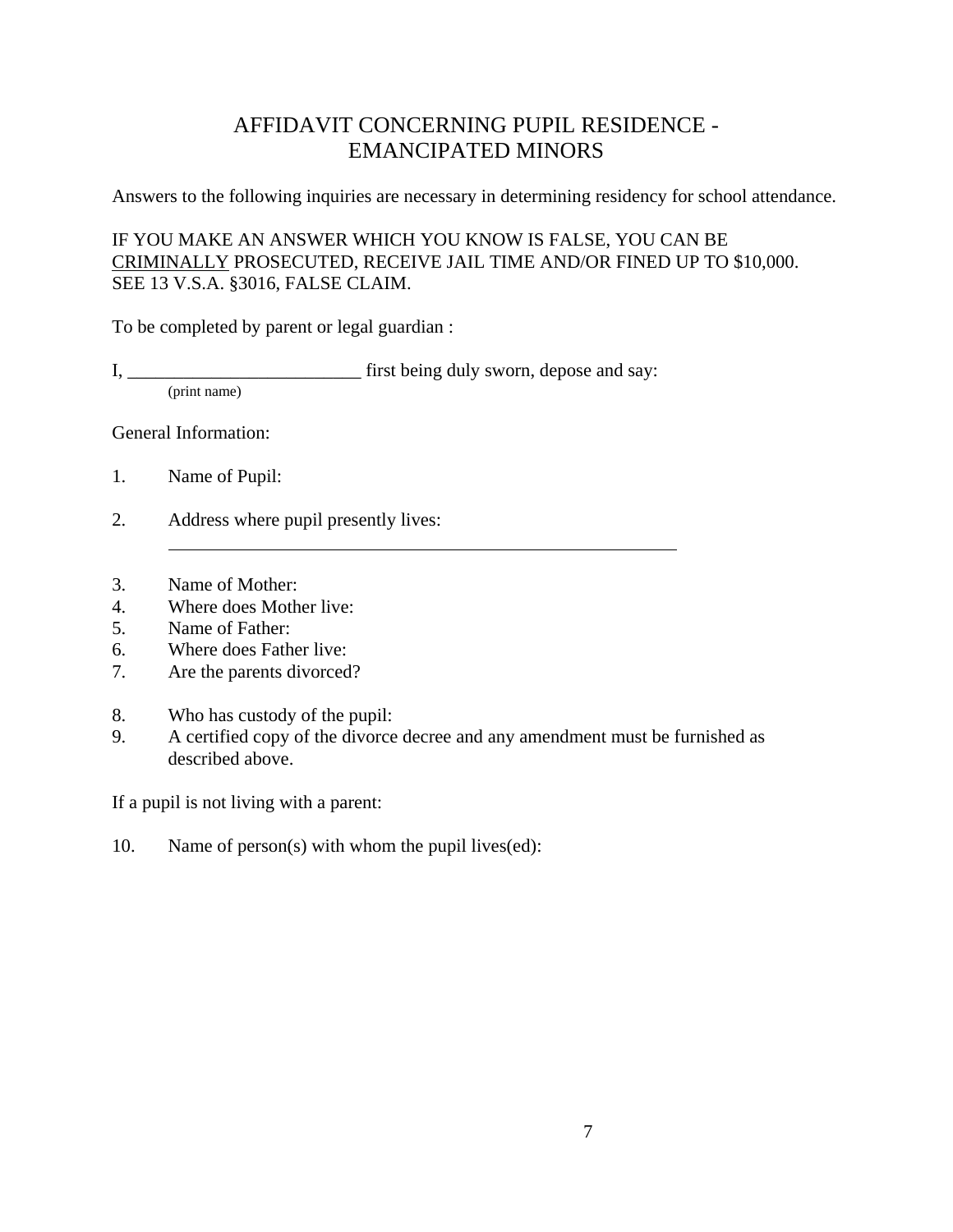# AFFIDAVIT CONCERNING PUPIL RESIDENCE - EMANCIPATED MINORS

Answers to the following inquiries are necessary in determining residency for school attendance.

IF YOU MAKE AN ANSWER WHICH YOU KNOW IS FALSE, YOU CAN BE <u>CRIMINALLY</u> PROSECUTED, RECEIVE JAIL TIME AND/OR FINED UP TO $10,000. SEE 13 V.S.A. §3016, FALSE CLAIM.

To be completed by parent or legal guardian :

I, _________________________ first being duly sworn, depose and say:
(print name)

General Information:

1. Name of Pupil:
2. Address where pupil presently lives:
   ___________________________________________________________
3. Name of Mother:
4. Where does Mother live:
5. Name of Father:
6. Where does Father live:
7. Are the parents divorced?
8. Who has custody of the pupil:
9. A certified copy of the divorce decree and any amendment must be furnished as described above.

If a pupil is not living with a parent:

10. Name of person(s) with whom the pupil lives(ed):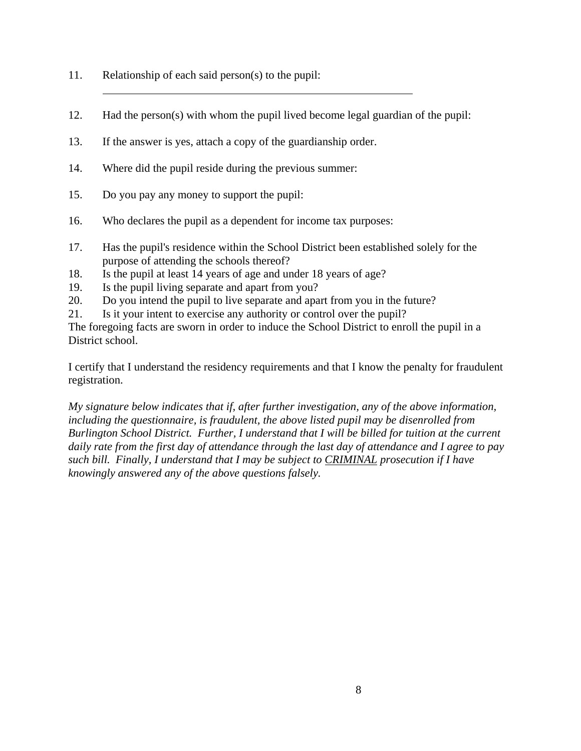11. Relationship of each said person(s) to the pupil:
    \_\_\_\_\_\_\_\_\_\_\_\_\_\_\_\_\_\_\_\_\_\_\_\_\_\_\_\_\_\_\_\_\_\_\_\_\_\_\_\_\_\_\_\_\_\_\_\_\_\_\_\_
12. Had the person(s) with whom the pupil lived become legal guardian of the pupil:
13. If the answer is yes, attach a copy of the guardianship order.
14. Where did the pupil reside during the previous summer:
15. Do you pay any money to support the pupil:
16. Who declares the pupil as a dependent for income tax purposes:
17. Has the pupil's residence within the School District been established solely for the purpose of attending the schools thereof?
18. Is the pupil at least 14 years of age and under 18 years of age?
19. Is the pupil living separate and apart from you?
20. Do you intend the pupil to live separate and apart from you in the future?
21. Is it your intent to exercise any authority or control over the pupil?

The foregoing facts are sworn in order to induce the School District to enroll the pupil in a District school.

I certify that I understand the residency requirements and that I know the penalty for fraudulent registration.

*My signature below indicates that if, after further investigation, any of the above information, including the questionnaire, is fraudulent, the above listed pupil may be disenrolled from Burlington School District. Further, I understand that I will be billed for tuition at the current daily rate from the first day of attendance through the last day of attendance and I agree to pay such bill. Finally, I understand that I may be subject to <u>CRIMINAL</u> prosecution if I have knowingly answered any of the above questions falsely.*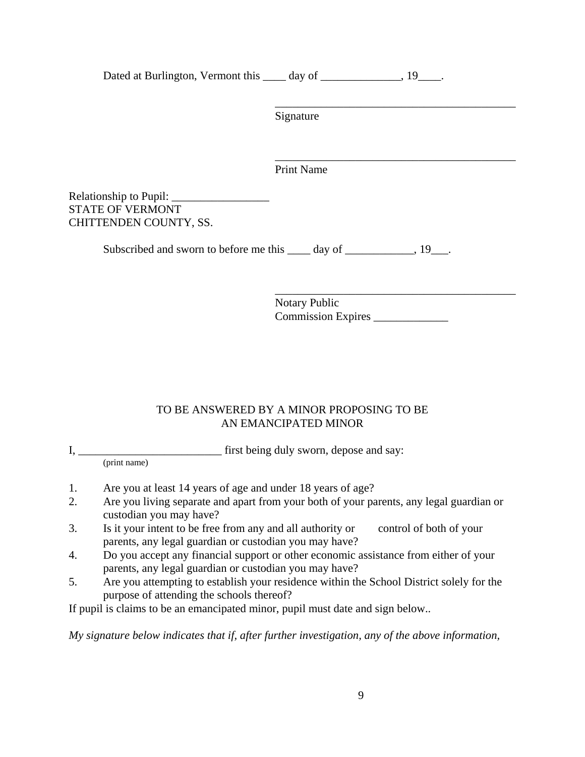Dated at Burlington, Vermont this ____ day of ______________, 19____.

___________________________________________
Signature

___________________________________________
Print Name

Relationship to Pupil: _________________
STATE OF VERMONT
CHITTENDEN COUNTY, SS.

Subscribed and sworn to before me this ____ day of ____________, 19___.

___________________________________________
Notary Public
Commission Expires _____________

TO BE ANSWERED BY A MINOR PROPOSING TO BE AN EMANCIPATED MINOR

I, _________________________ first being duly sworn, depose and say:
(print name)

1. Are you at least 14 years of age and under 18 years of age?
2. Are you living separate and apart from your both of your parents, any legal guardian or custodian you may have?
3. Is it your intent to be free from any and all authority or control of both of your parents, any legal guardian or custodian you may have?
4. Do you accept any financial support or other economic assistance from either of your parents, any legal guardian or custodian you may have?
5. Are you attempting to establish your residence within the School District solely for the purpose of attending the schools thereof?

If pupil is claims to be an emancipated minor, pupil must date and sign below..

*My signature below indicates that if, after further investigation, any of the above information,*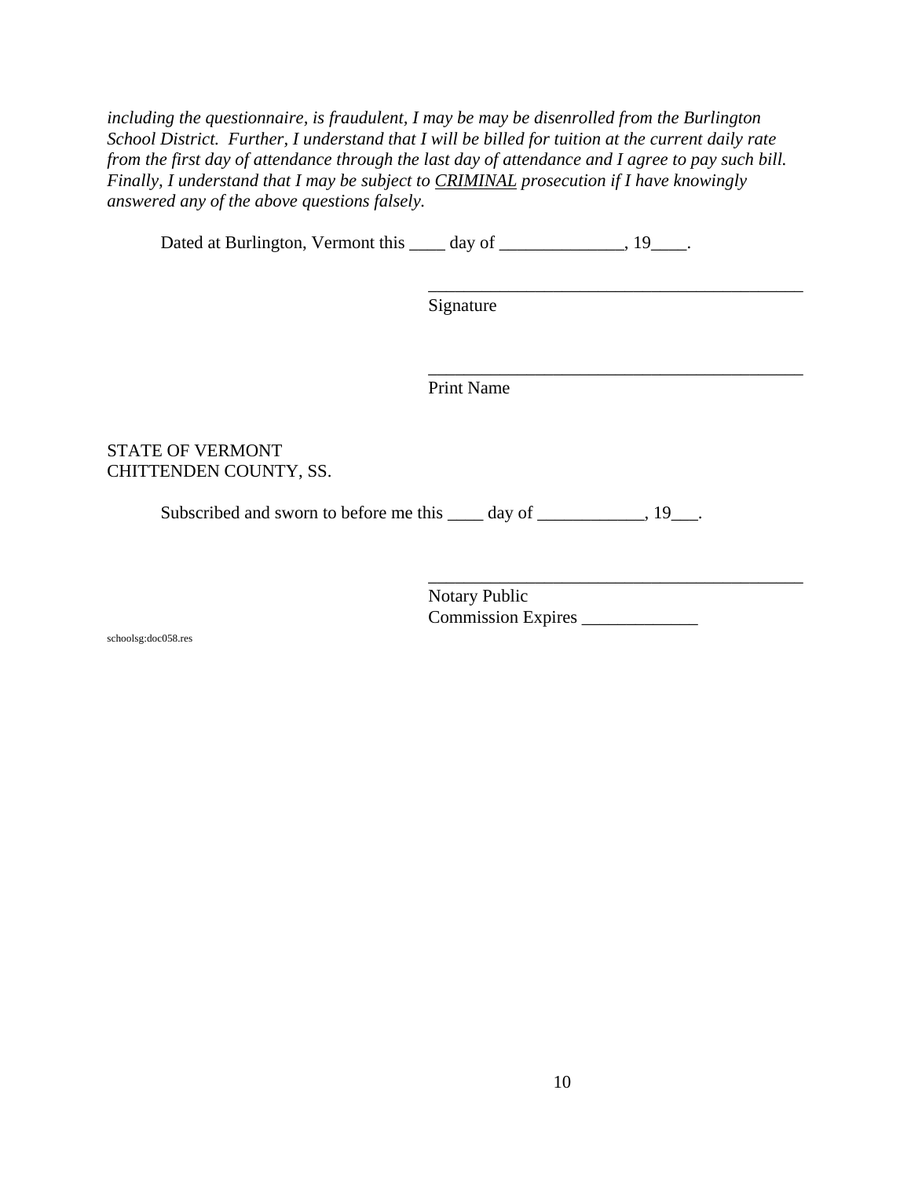*including the questionnaire, is fraudulent, I may be may be disenrolled from the Burlington School District. Further, I understand that I will be billed for tuition at the current daily rate from the first day of attendance through the last day of attendance and I agree to pay such bill. Finally, I understand that I may be subject to* ***CRIMINAL*** *prosecution if I have knowingly answered any of the above questions falsely.*

Dated at Burlington, Vermont this ____ day of ______________, 19____.

____________________________________________
Signature

____________________________________________
Print Name

STATE OF VERMONT
CHITTENDEN COUNTY, SS.

Subscribed and sworn to before me this ____ day of ____________, 19___.

____________________________________________
Notary Public
Commission Expires _____________

schoolsg:doc058.res